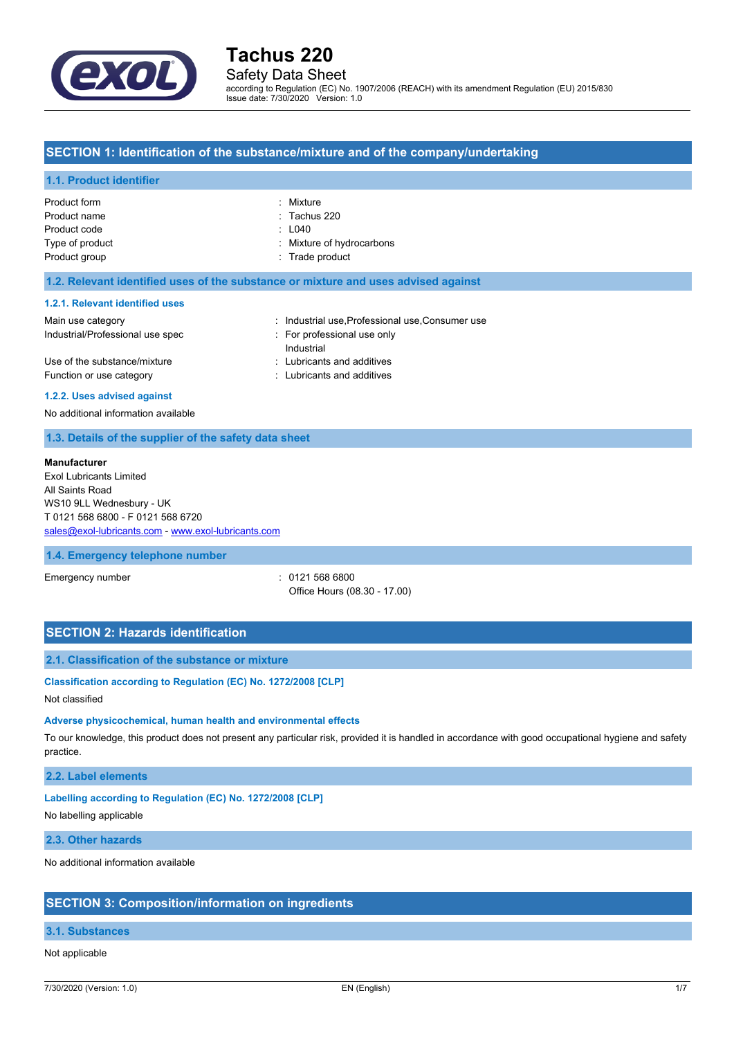# Tachus 220

Safety Data Sheet

according to Regulation (EC) No. 1907/2006 (REACH) with its amendment Regulation (EU) 2015/830
Issue date: 7/30/2020 Version: 1.0

## SECTION 1: Identification of the substance/mixture and of the company/undertaking

### 1.1. Product identifier

| | |
|---|---|
| Product form | : Mixture |
| Product name | : Tachus 220 |
| Product code | : L040 |
| Type of product | : Mixture of hydrocarbons |
| Product group | : Trade product |

### 1.2. Relevant identified uses of the substance or mixture and uses advised against

#### 1.2.1. Relevant identified uses

| | |
|---|---|
| Main use category | : Industrial use,Professional use,Consumer use |
| Industrial/Professional use spec | : For professional use only<br>Industrial |
| Use of the substance/mixture | : Lubricants and additives |
| Function or use category | : Lubricants and additives |

#### 1.2.2. Uses advised against

No additional information available

### 1.3. Details of the supplier of the safety data sheet

**Manufacturer**
Exol Lubricants Limited
All Saints Road
WS10 9LL Wednesbury - UK
T 0121 568 6800 - F 0121 568 6720
sales@exol-lubricants.com - www.exol-lubricants.com

### 1.4. Emergency telephone number

| | |
|---|---|
| Emergency number | : 0121 568 6800<br>Office Hours (08.30 - 17.00) |

## SECTION 2: Hazards identification

### 2.1. Classification of the substance or mixture

#### Classification according to Regulation (EC) No. 1272/2008 [CLP]

Not classified

#### Adverse physicochemical, human health and environmental effects

To our knowledge, this product does not present any particular risk, provided it is handled in accordance with good occupational hygiene and safety practice.

### 2.2. Label elements

#### Labelling according to Regulation (EC) No. 1272/2008 [CLP]

No labelling applicable

### 2.3. Other hazards

No additional information available

## SECTION 3: Composition/information on ingredients

### 3.1. Substances

Not applicable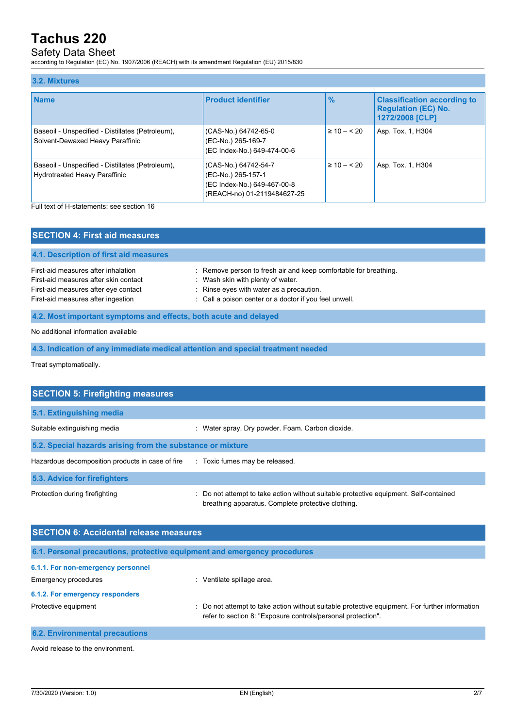### 3.2. Mixtures

| Name | Product identifier | % | Classification according to Regulation (EC) No. 1272/2008 [CLP] |
|---|---|---|---|
| Baseoil - Unspecified - Distillates (Petroleum), Solvent-Dewaxed Heavy Paraffinic | (CAS-No.) 64742-65-0<br>(EC-No.) 265-169-7<br>(EC Index-No.) 649-474-00-6 | ≥ 10 – < 20 | Asp. Tox. 1, H304 |
| Baseoil - Unspecified - Distillates (Petroleum), Hydrotreated Heavy Paraffinic | (CAS-No.) 64742-54-7<br>(EC-No.) 265-157-1<br>(EC Index-No.) 649-467-00-8<br>(REACH-no) 01-2119484627-25 | ≥ 10 – < 20 | Asp. Tox. 1, H304 |

Full text of H-statements: see section 16

## SECTION 4: First aid measures

### 4.1. Description of first aid measures

First-aid measures after inhalation : Remove person to fresh air and keep comfortable for breathing.
First-aid measures after skin contact : Wash skin with plenty of water.
First-aid measures after eye contact : Rinse eyes with water as a precaution.
First-aid measures after ingestion : Call a poison center or a doctor if you feel unwell.

### 4.2. Most important symptoms and effects, both acute and delayed

No additional information available

### 4.3. Indication of any immediate medical attention and special treatment needed

Treat symptomatically.

## SECTION 5: Firefighting measures

### 5.1. Extinguishing media

Suitable extinguishing media : Water spray. Dry powder. Foam. Carbon dioxide.

### 5.2. Special hazards arising from the substance or mixture

Hazardous decomposition products in case of fire : Toxic fumes may be released.

### 5.3. Advice for firefighters

Protection during firefighting : Do not attempt to take action without suitable protective equipment. Self-contained breathing apparatus. Complete protective clothing.

## SECTION 6: Accidental release measures

### 6.1. Personal precautions, protective equipment and emergency procedures

#### 6.1.1. For non-emergency personnel

Emergency procedures : Ventilate spillage area.

#### 6.1.2. For emergency responders

Protective equipment : Do not attempt to take action without suitable protective equipment. For further information refer to section 8: "Exposure controls/personal protection".

### 6.2. Environmental precautions

Avoid release to the environment.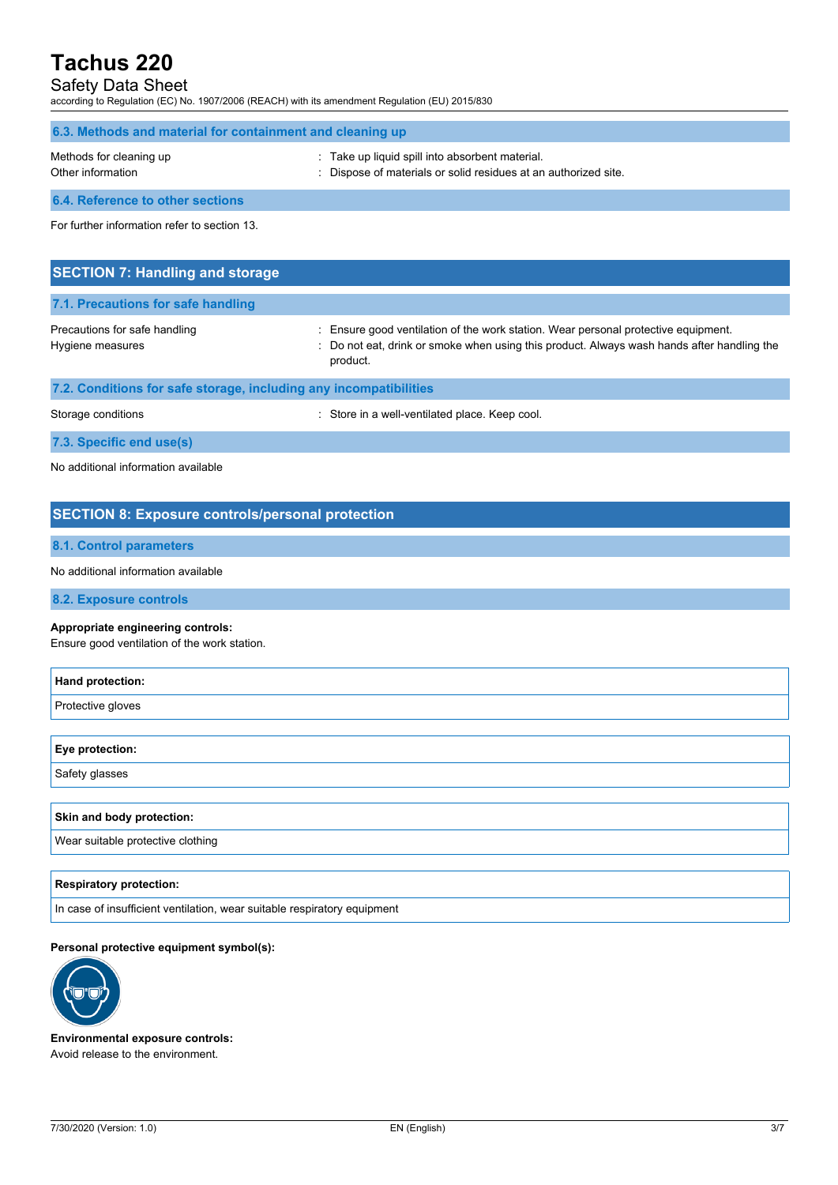### 6.3. Methods and material for containment and cleaning up

Methods for cleaning up : Take up liquid spill into absorbent material.

Other information : Dispose of materials or solid residues at an authorized site.

### 6.4. Reference to other sections

For further information refer to section 13.

## SECTION 7: Handling and storage

### 7.1. Precautions for safe handling

Precautions for safe handling : Ensure good ventilation of the work station. Wear personal protective equipment.

Hygiene measures : Do not eat, drink or smoke when using this product. Always wash hands after handling the product.

### 7.2. Conditions for safe storage, including any incompatibilities

Storage conditions : Store in a well-ventilated place. Keep cool.

### 7.3. Specific end use(s)

No additional information available

## SECTION 8: Exposure controls/personal protection

### 8.1. Control parameters

No additional information available

### 8.2. Exposure controls

**Appropriate engineering controls:**

Ensure good ventilation of the work station.

| Hand protection: |
|---|
| Protective gloves |

| Eye protection: |
|---|
| Safety glasses |

| Skin and body protection: |
|---|
| Wear suitable protective clothing |

| Respiratory protection: |
|---|
| In case of insufficient ventilation, wear suitable respiratory equipment |

**Personal protective equipment symbol(s):**

**Environmental exposure controls:**

Avoid release to the environment.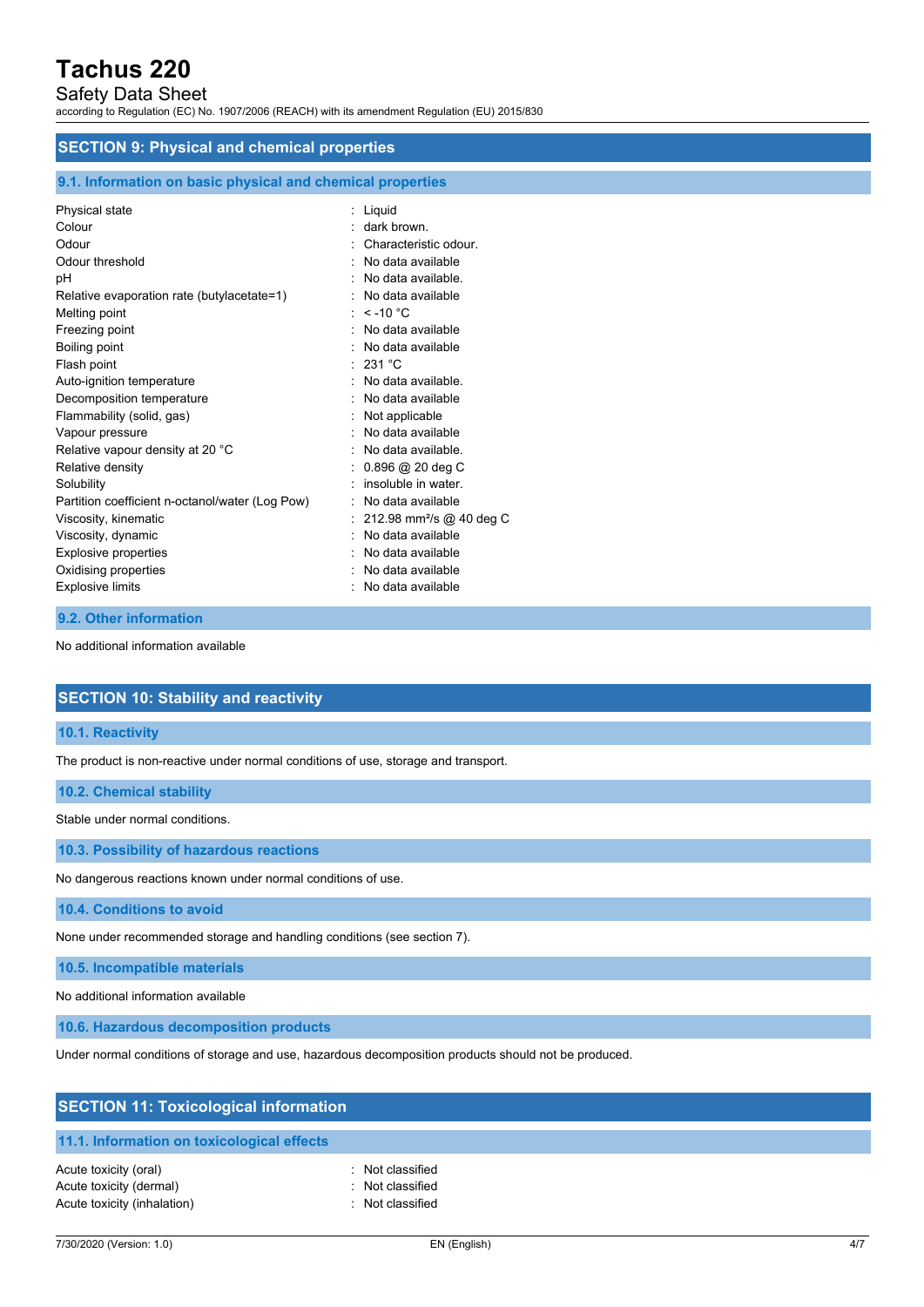## SECTION 9: Physical and chemical properties

### 9.1. Information on basic physical and chemical properties

| Property | Value |
|---|---|
| Physical state | Liquid |
| Colour | dark brown. |
| Odour | Characteristic odour. |
| Odour threshold | No data available |
| pH | No data available. |
| Relative evaporation rate (butylacetate=1) | No data available |
| Melting point | < -10 °C |
| Freezing point | No data available |
| Boiling point | No data available |
| Flash point | 231 °C |
| Auto-ignition temperature | No data available. |
| Decomposition temperature | No data available |
| Flammability (solid, gas) | Not applicable |
| Vapour pressure | No data available |
| Relative vapour density at 20 °C | No data available. |
| Relative density | 0.896 @ 20 deg C |
| Solubility | insoluble in water. |
| Partition coefficient n-octanol/water (Log Pow) | No data available |
| Viscosity, kinematic | 212.98 $mm^2/s$ @ 40 deg C |
| Viscosity, dynamic | No data available |
| Explosive properties | No data available |
| Oxidising properties | No data available |
| Explosive limits | No data available |

### 9.2. Other information

No additional information available

## SECTION 10: Stability and reactivity

### 10.1. Reactivity

The product is non-reactive under normal conditions of use, storage and transport.

### 10.2. Chemical stability

Stable under normal conditions.

### 10.3. Possibility of hazardous reactions

No dangerous reactions known under normal conditions of use.

### 10.4. Conditions to avoid

None under recommended storage and handling conditions (see section 7).

### 10.5. Incompatible materials

No additional information available

### 10.6. Hazardous decomposition products

Under normal conditions of storage and use, hazardous decomposition products should not be produced.

## SECTION 11: Toxicological information

### 11.1. Information on toxicological effects

| Property | Value |
|---|---|
| Acute toxicity (oral) | Not classified |
| Acute toxicity (dermal) | Not classified |
| Acute toxicity (inhalation) | Not classified |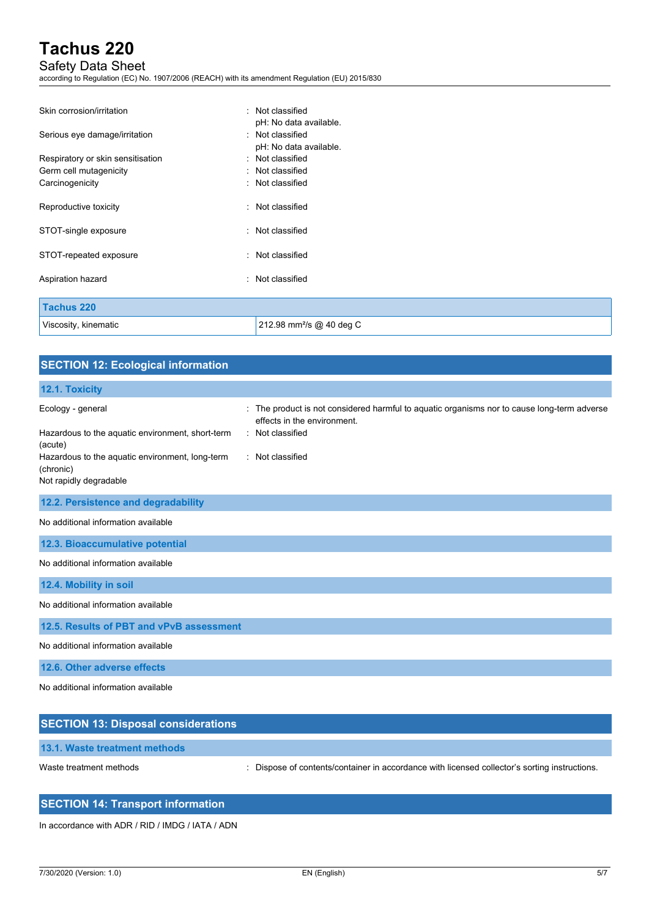| | |
|---|---|
| Skin corrosion/irritation | : Not classified<br>pH: No data available. |
| Serious eye damage/irritation | : Not classified<br>pH: No data available. |
| Respiratory or skin sensitisation | : Not classified |
| Germ cell mutagenicity | : Not classified |
| Carcinogenicity | : Not classified |
| Reproductive toxicity | : Not classified |
| STOT-single exposure | : Not classified |
| STOT-repeated exposure | : Not classified |
| Aspiration hazard | : Not classified |

| Tachus 220 | |
|---|---|
| Viscosity, kinematic | 212.98 $mm^2/s$ @ 40 deg C |

## SECTION 12: Ecological information

### 12.1. Toxicity

| | |
|---|---|
| Ecology - general | : The product is not considered harmful to aquatic organisms nor to cause long-term adverse effects in the environment. |
| Hazardous to the aquatic environment, short-term (acute) | : Not classified |
| Hazardous to the aquatic environment, long-term (chronic) | : Not classified |

Not rapidly degradable

### 12.2. Persistence and degradability

No additional information available

### 12.3. Bioaccumulative potential

No additional information available

### 12.4. Mobility in soil

No additional information available

### 12.5. Results of PBT and vPvB assessment

No additional information available

### 12.6. Other adverse effects

No additional information available

## SECTION 13: Disposal considerations

### 13.1. Waste treatment methods

| | |
|---|---|
| Waste treatment methods | : Dispose of contents/container in accordance with licensed collector's sorting instructions. |

## SECTION 14: Transport information

In accordance with ADR / RID / IMDG / IATA / ADN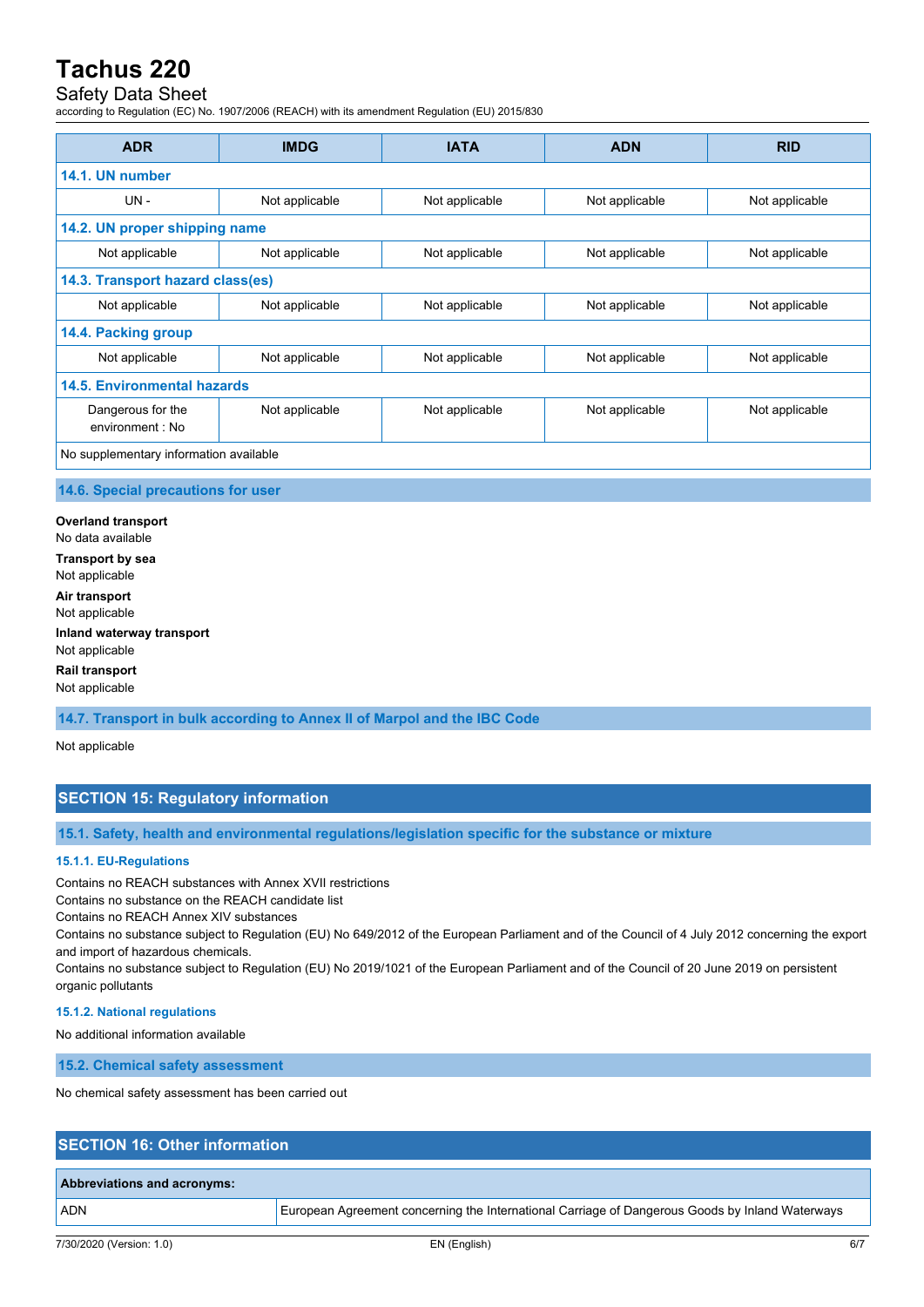| ADR | IMDG | IATA | ADN | RID |
|---|---|---|---|---|
| **14.1. UN number** | | | | |
| UN - | Not applicable | Not applicable | Not applicable | Not applicable |
| **14.2. UN proper shipping name** | | | | |
| Not applicable | Not applicable | Not applicable | Not applicable | Not applicable |
| **14.3. Transport hazard class(es)** | | | | |
| Not applicable | Not applicable | Not applicable | Not applicable | Not applicable |
| **14.4. Packing group** | | | | |
| Not applicable | Not applicable | Not applicable | Not applicable | Not applicable |
| **14.5. Environmental hazards** | | | | |
| Dangerous for the environment : No | Not applicable | Not applicable | Not applicable | Not applicable |
| No supplementary information available | | | | |

### 14.6. Special precautions for user

**Overland transport**
No data available

**Transport by sea**
Not applicable

**Air transport**
Not applicable

**Inland waterway transport**
Not applicable

**Rail transport**
Not applicable

### 14.7. Transport in bulk according to Annex II of Marpol and the IBC Code

Not applicable

## SECTION 15: Regulatory information

### 15.1. Safety, health and environmental regulations/legislation specific for the substance or mixture

#### 15.1.1. EU-Regulations

Contains no REACH substances with Annex XVII restrictions
Contains no substance on the REACH candidate list
Contains no REACH Annex XIV substances
Contains no substance subject to Regulation (EU) No 649/2012 of the European Parliament and of the Council of 4 July 2012 concerning the export and import of hazardous chemicals.
Contains no substance subject to Regulation (EU) No 2019/1021 of the European Parliament and of the Council of 20 June 2019 on persistent organic pollutants

#### 15.1.2. National regulations

No additional information available

### 15.2. Chemical safety assessment

No chemical safety assessment has been carried out

## SECTION 16: Other information

| Abbreviations and acronyms: | |
|---|---|
| ADN | European Agreement concerning the International Carriage of Dangerous Goods by Inland Waterways |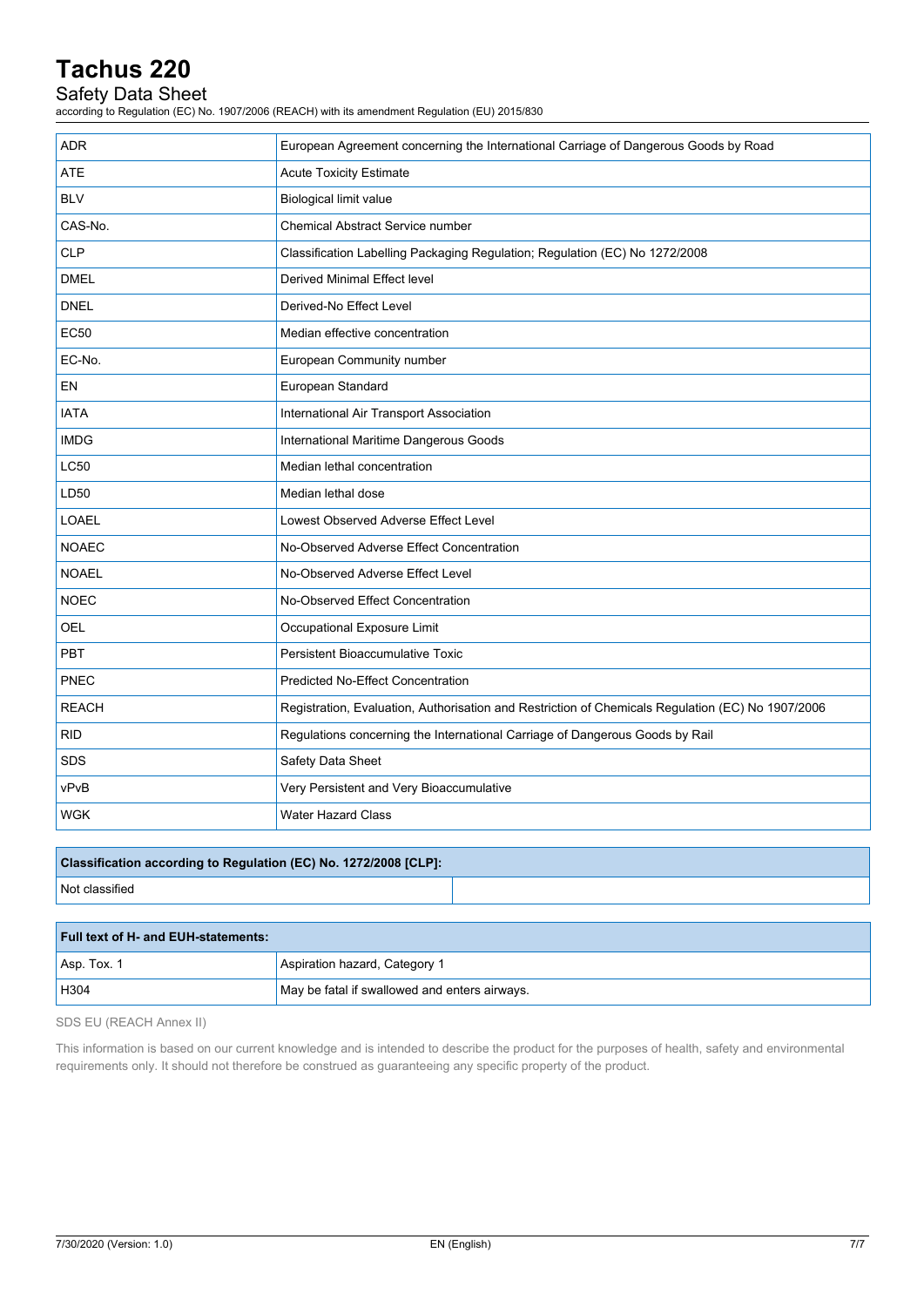| | |
|---|---|
| ADR | European Agreement concerning the International Carriage of Dangerous Goods by Road |
| ATE | Acute Toxicity Estimate |
| BLV | Biological limit value |
| CAS-No. | Chemical Abstract Service number |
| CLP | Classification Labelling Packaging Regulation; Regulation (EC) No 1272/2008 |
| DMEL | Derived Minimal Effect level |
| DNEL | Derived-No Effect Level |
| EC50 | Median effective concentration |
| EC-No. | European Community number |
| EN | European Standard |
| IATA | International Air Transport Association |
| IMDG | International Maritime Dangerous Goods |
| LC50 | Median lethal concentration |
| LD50 | Median lethal dose |
| LOAEL | Lowest Observed Adverse Effect Level |
| NOAEC | No-Observed Adverse Effect Concentration |
| NOAEL | No-Observed Adverse Effect Level |
| NOEC | No-Observed Effect Concentration |
| OEL | Occupational Exposure Limit |
| PBT | Persistent Bioaccumulative Toxic |
| PNEC | Predicted No-Effect Concentration |
| REACH | Registration, Evaluation, Authorisation and Restriction of Chemicals Regulation (EC) No 1907/2006 |
| RID | Regulations concerning the International Carriage of Dangerous Goods by Rail |
| SDS | Safety Data Sheet |
| vPvB | Very Persistent and Very Bioaccumulative |
| WGK | Water Hazard Class |

| **Classification according to Regulation (EC) No. 1272/2008 [CLP]:** | |
|---|---|
| Not classified | |

| **Full text of H- and EUH-statements:** | |
|---|---|
| Asp. Tox. 1 | Aspiration hazard, Category 1 |
| H304 | May be fatal if swallowed and enters airways. |

SDS EU (REACH Annex II)

This information is based on our current knowledge and is intended to describe the product for the purposes of health, safety and environmental requirements only. It should not therefore be construed as guaranteeing any specific property of the product.